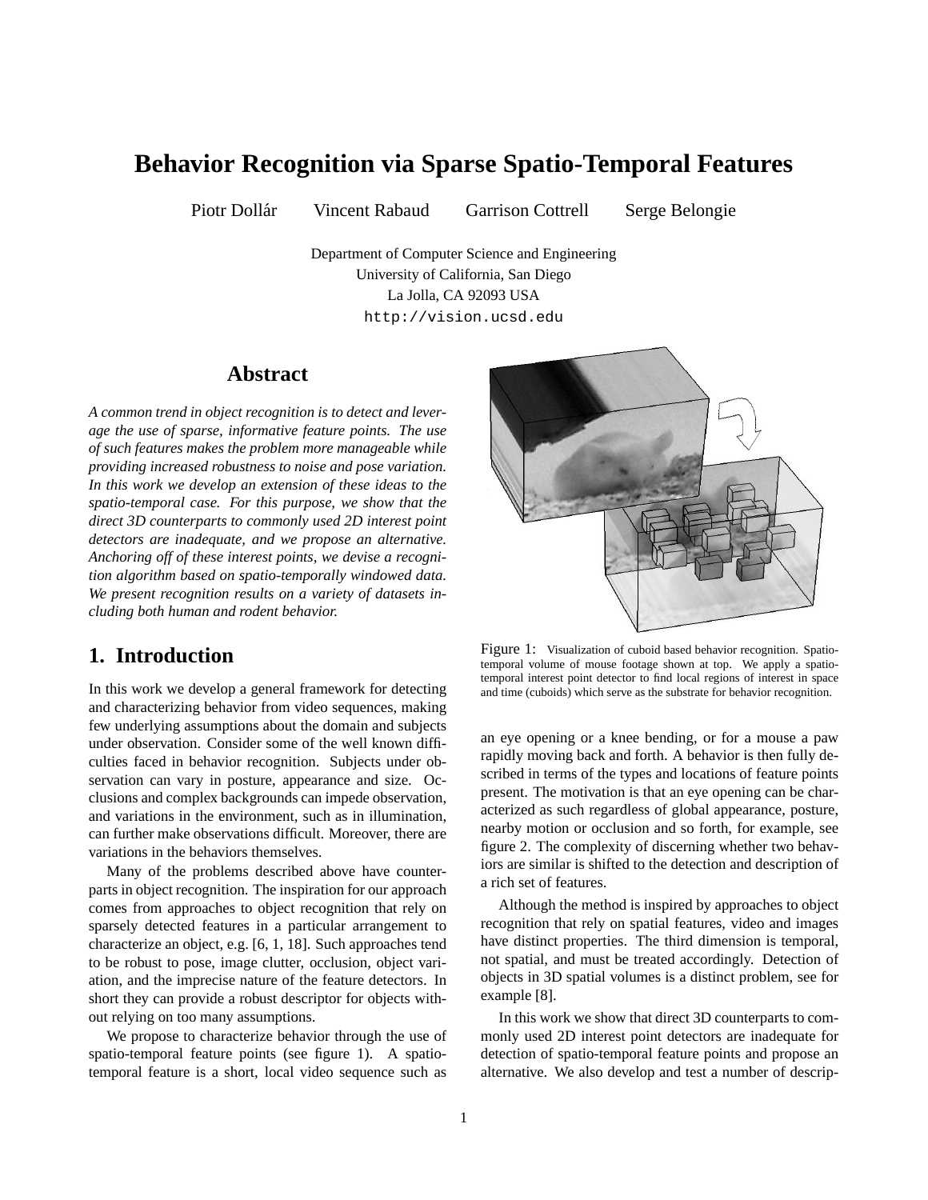# Behavior Recognition via Sparse Spatio-Temporal Features

Piotr Dollár    Vincent Rabaud    Garrison Cottrell    Serge Belongie

Department of Computer Science and Engineering
University of California, San Diego
La Jolla, CA 92093 USA
`http://vision.ucsd.edu`

## Abstract

*A common trend in object recognition is to detect and leverage the use of sparse, informative feature points. The use of such features makes the problem more manageable while providing increased robustness to noise and pose variation. In this work we develop an extension of these ideas to the spatio-temporal case. For this purpose, we show that the direct 3D counterparts to commonly used 2D interest point detectors are inadequate, and we propose an alternative. Anchoring off of these interest points, we devise a recognition algorithm based on spatio-temporally windowed data. We present recognition results on a variety of datasets including both human and rodent behavior.*

Figure 1: Visualization of cuboid based behavior recognition. Spatio-temporal volume of mouse footage shown at top. We apply a spatio-temporal interest point detector to find local regions of interest in space and time (cuboids) which serve as the substrate for behavior recognition.

## 1. Introduction

In this work we develop a general framework for detecting and characterizing behavior from video sequences, making few underlying assumptions about the domain and subjects under observation. Consider some of the well known difficulties faced in behavior recognition. Subjects under observation can vary in posture, appearance and size. Occlusions and complex backgrounds can impede observation, and variations in the environment, such as in illumination, can further make observations difficult. Moreover, there are variations in the behaviors themselves.

Many of the problems described above have counterparts in object recognition. The inspiration for our approach comes from approaches to object recognition that rely on sparsely detected features in a particular arrangement to characterize an object, e.g. [6, 1, 18]. Such approaches tend to be robust to pose, image clutter, occlusion, object variation, and the imprecise nature of the feature detectors. In short they can provide a robust descriptor for objects without relying on too many assumptions.

We propose to characterize behavior through the use of spatio-temporal feature points (see figure 1). A spatio-temporal feature is a short, local video sequence such as an eye opening or a knee bending, or for a mouse a paw rapidly moving back and forth. A behavior is then fully described in terms of the types and locations of feature points present. The motivation is that an eye opening can be characterized as such regardless of global appearance, posture, nearby motion or occlusion and so forth, for example, see figure 2. The complexity of discerning whether two behaviors are similar is shifted to the detection and description of a rich set of features.

Although the method is inspired by approaches to object recognition that rely on spatial features, video and images have distinct properties. The third dimension is temporal, not spatial, and must be treated accordingly. Detection of objects in 3D spatial volumes is a distinct problem, see for example [8].

In this work we show that direct 3D counterparts to commonly used 2D interest point detectors are inadequate for detection of spatio-temporal feature points and propose an alternative. We also develop and test a number of descrip-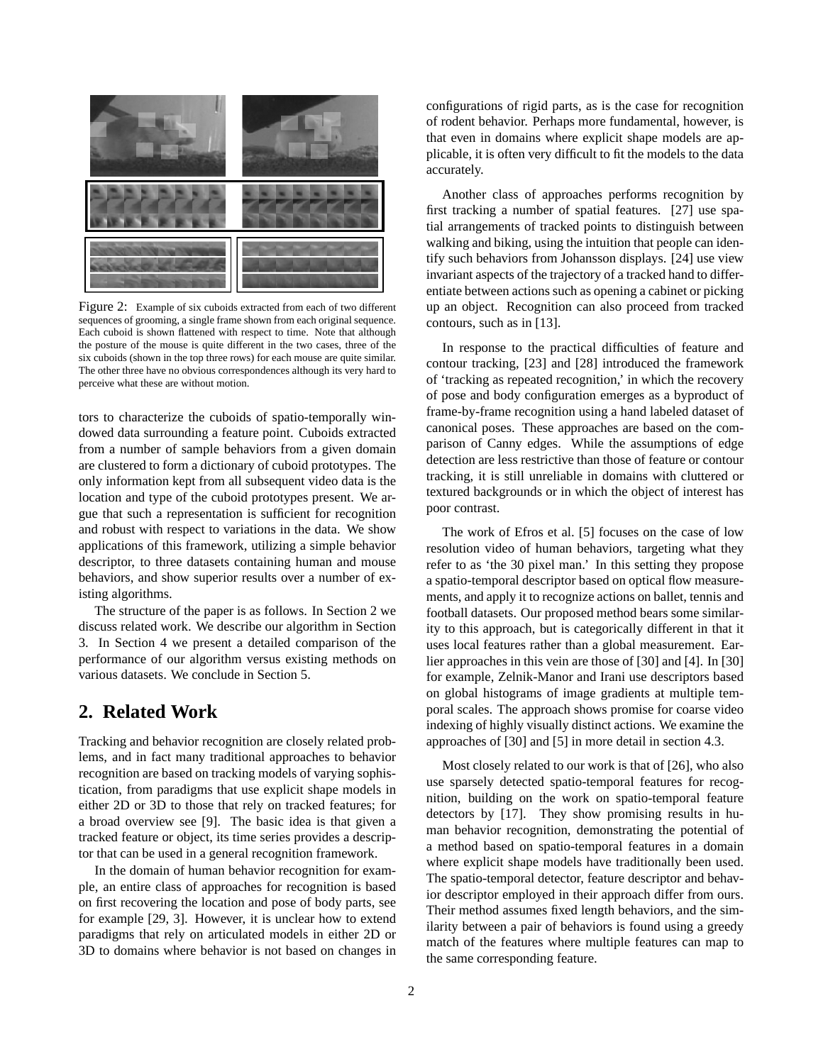Figure 2: Example of six cuboids extracted from each of two different sequences of grooming, a single frame shown from each original sequence. Each cuboid is shown flattened with respect to time. Note that although the posture of the mouse is quite different in the two cases, three of the six cuboids (shown in the top three rows) for each mouse are quite similar. The other three have no obvious correspondences although its very hard to perceive what these are without motion.

tors to characterize the cuboids of spatio-temporally windowed data surrounding a feature point. Cuboids extracted from a number of sample behaviors from a given domain are clustered to form a dictionary of cuboid prototypes. The only information kept from all subsequent video data is the location and type of the cuboid prototypes present. We argue that such a representation is sufficient for recognition and robust with respect to variations in the data. We show applications of this framework, utilizing a simple behavior descriptor, to three datasets containing human and mouse behaviors, and show superior results over a number of existing algorithms.

The structure of the paper is as follows. In Section 2 we discuss related work. We describe our algorithm in Section 3. In Section 4 we present a detailed comparison of the performance of our algorithm versus existing methods on various datasets. We conclude in Section 5.

## 2. Related Work

Tracking and behavior recognition are closely related problems, and in fact many traditional approaches to behavior recognition are based on tracking models of varying sophistication, from paradigms that use explicit shape models in either 2D or 3D to those that rely on tracked features; for a broad overview see [9]. The basic idea is that given a tracked feature or object, its time series provides a descriptor that can be used in a general recognition framework.

In the domain of human behavior recognition for example, an entire class of approaches for recognition is based on first recovering the location and pose of body parts, see for example [29, 3]. However, it is unclear how to extend paradigms that rely on articulated models in either 2D or 3D to domains where behavior is not based on changes in configurations of rigid parts, as is the case for recognition of rodent behavior. Perhaps more fundamental, however, is that even in domains where explicit shape models are applicable, it is often very difficult to fit the models to the data accurately.

Another class of approaches performs recognition by first tracking a number of spatial features. [27] use spatial arrangements of tracked points to distinguish between walking and biking, using the intuition that people can identify such behaviors from Johansson displays. [24] use view invariant aspects of the trajectory of a tracked hand to differentiate between actions such as opening a cabinet or picking up an object. Recognition can also proceed from tracked contours, such as in [13].

In response to the practical difficulties of feature and contour tracking, [23] and [28] introduced the framework of 'tracking as repeated recognition,' in which the recovery of pose and body configuration emerges as a byproduct of frame-by-frame recognition using a hand labeled dataset of canonical poses. These approaches are based on the comparison of Canny edges. While the assumptions of edge detection are less restrictive than those of feature or contour tracking, it is still unreliable in domains with cluttered or textured backgrounds or in which the object of interest has poor contrast.

The work of Efros et al. [5] focuses on the case of low resolution video of human behaviors, targeting what they refer to as 'the 30 pixel man.' In this setting they propose a spatio-temporal descriptor based on optical flow measurements, and apply it to recognize actions on ballet, tennis and football datasets. Our proposed method bears some similarity to this approach, but is categorically different in that it uses local features rather than a global measurement. Earlier approaches in this vein are those of [30] and [4]. In [30] for example, Zelnik-Manor and Irani use descriptors based on global histograms of image gradients at multiple temporal scales. The approach shows promise for coarse video indexing of highly visually distinct actions. We examine the approaches of [30] and [5] in more detail in section 4.3.

Most closely related to our work is that of [26], who also use sparsely detected spatio-temporal features for recognition, building on the work on spatio-temporal feature detectors by [17]. They show promising results in human behavior recognition, demonstrating the potential of a method based on spatio-temporal features in a domain where explicit shape models have traditionally been used. The spatio-temporal detector, feature descriptor and behavior descriptor employed in their approach differ from ours. Their method assumes fixed length behaviors, and the similarity between a pair of behaviors is found using a greedy match of the features where multiple features can map to the same corresponding feature.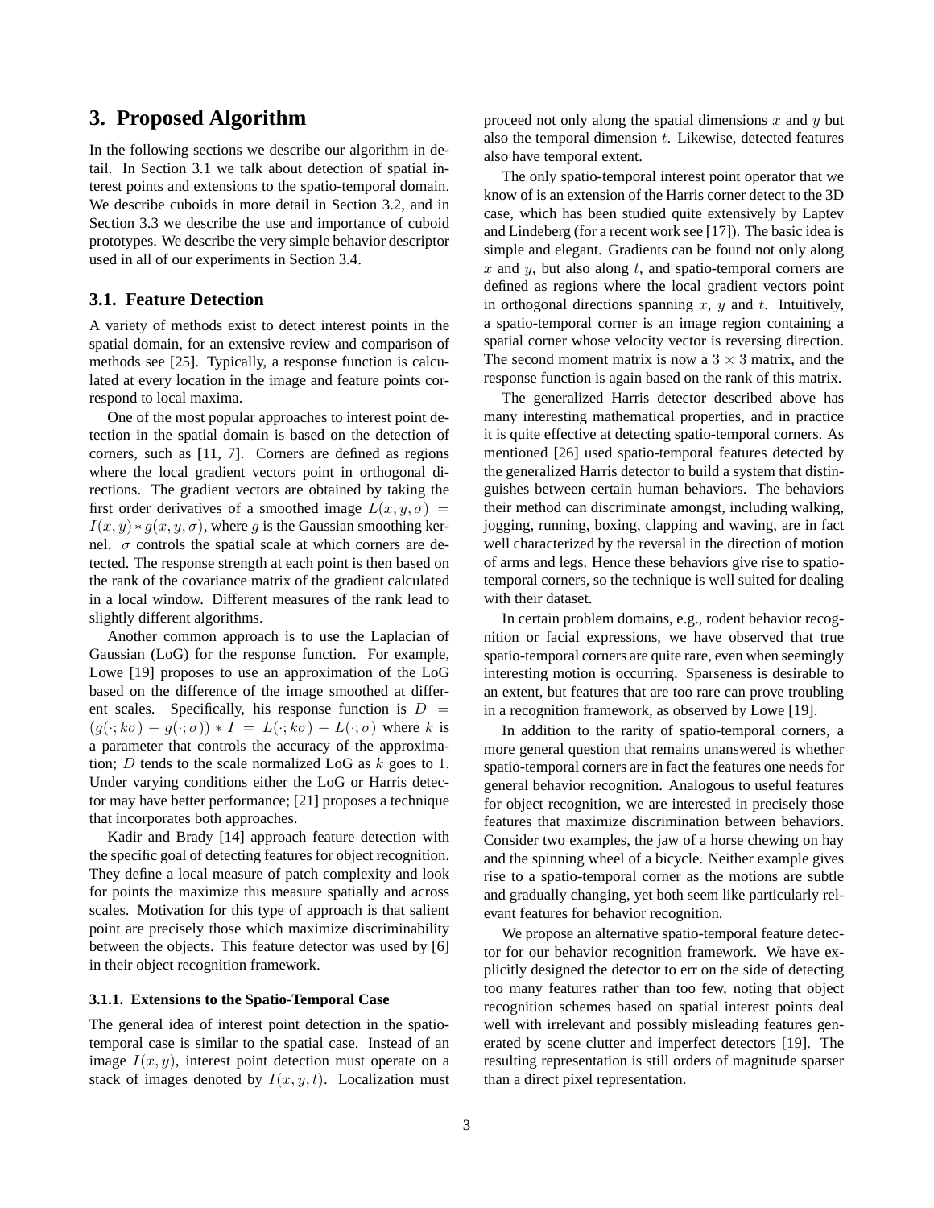## 3. Proposed Algorithm

In the following sections we describe our algorithm in detail. In Section 3.1 we talk about detection of spatial interest points and extensions to the spatio-temporal domain. We describe cuboids in more detail in Section 3.2, and in Section 3.3 we describe the use and importance of cuboid prototypes. We describe the very simple behavior descriptor used in all of our experiments in Section 3.4.

### 3.1. Feature Detection

A variety of methods exist to detect interest points in the spatial domain, for an extensive review and comparison of methods see [25]. Typically, a response function is calculated at every location in the image and feature points correspond to local maxima.

One of the most popular approaches to interest point detection in the spatial domain is based on the detection of corners, such as [11, 7]. Corners are defined as regions where the local gradient vectors point in orthogonal directions. The gradient vectors are obtained by taking the first order derivatives of a smoothed image $L(x, y, \sigma) = I(x, y) * g(x, y, \sigma)$, where $g$ is the Gaussian smoothing kernel. $\sigma$ controls the spatial scale at which corners are detected. The response strength at each point is then based on the rank of the covariance matrix of the gradient calculated in a local window. Different measures of the rank lead to slightly different algorithms.

Another common approach is to use the Laplacian of Gaussian (LoG) for the response function. For example, Lowe [19] proposes to use an approximation of the LoG based on the difference of the image smoothed at different scales. Specifically, his response function is $D = (g(\cdot; k\sigma) - g(\cdot; \sigma)) * I = L(\cdot; k\sigma) - L(\cdot; \sigma)$ where $k$ is a parameter that controls the accuracy of the approximation; $D$ tends to the scale normalized LoG as $k$ goes to 1. Under varying conditions either the LoG or Harris detector may have better performance; [21] proposes a technique that incorporates both approaches.

Kadir and Brady [14] approach feature detection with the specific goal of detecting features for object recognition. They define a local measure of patch complexity and look for points the maximize this measure spatially and across scales. Motivation for this type of approach is that salient point are precisely those which maximize discriminability between the objects. This feature detector was used by [6] in their object recognition framework.

#### 3.1.1. Extensions to the Spatio-Temporal Case

The general idea of interest point detection in the spatio-temporal case is similar to the spatial case. Instead of an image $I(x, y)$, interest point detection must operate on a stack of images denoted by $I(x, y, t)$. Localization must proceed not only along the spatial dimensions $x$ and $y$ but also the temporal dimension $t$. Likewise, detected features also have temporal extent.

The only spatio-temporal interest point operator that we know of is an extension of the Harris corner detect to the 3D case, which has been studied quite extensively by Laptev and Lindeberg (for a recent work see [17]). The basic idea is simple and elegant. Gradients can be found not only along $x$ and $y$, but also along $t$, and spatio-temporal corners are defined as regions where the local gradient vectors point in orthogonal directions spanning $x$, $y$ and $t$. Intuitively, a spatio-temporal corner is an image region containing a spatial corner whose velocity vector is reversing direction. The second moment matrix is now a $3 \times 3$ matrix, and the response function is again based on the rank of this matrix.

The generalized Harris detector described above has many interesting mathematical properties, and in practice it is quite effective at detecting spatio-temporal corners. As mentioned [26] used spatio-temporal features detected by the generalized Harris detector to build a system that distinguishes between certain human behaviors. The behaviors their method can discriminate amongst, including walking, jogging, running, boxing, clapping and waving, are in fact well characterized by the reversal in the direction of motion of arms and legs. Hence these behaviors give rise to spatio-temporal corners, so the technique is well suited for dealing with their dataset.

In certain problem domains, e.g., rodent behavior recognition or facial expressions, we have observed that true spatio-temporal corners are quite rare, even when seemingly interesting motion is occurring. Sparseness is desirable to an extent, but features that are too rare can prove troubling in a recognition framework, as observed by Lowe [19].

In addition to the rarity of spatio-temporal corners, a more general question that remains unanswered is whether spatio-temporal corners are in fact the features one needs for general behavior recognition. Analogous to useful features for object recognition, we are interested in precisely those features that maximize discrimination between behaviors. Consider two examples, the jaw of a horse chewing on hay and the spinning wheel of a bicycle. Neither example gives rise to a spatio-temporal corner as the motions are subtle and gradually changing, yet both seem like particularly relevant features for behavior recognition.

We propose an alternative spatio-temporal feature detector for our behavior recognition framework. We have explicitly designed the detector to err on the side of detecting too many features rather than too few, noting that object recognition schemes based on spatial interest points deal well with irrelevant and possibly misleading features generated by scene clutter and imperfect detectors [19]. The resulting representation is still orders of magnitude sparser than a direct pixel representation.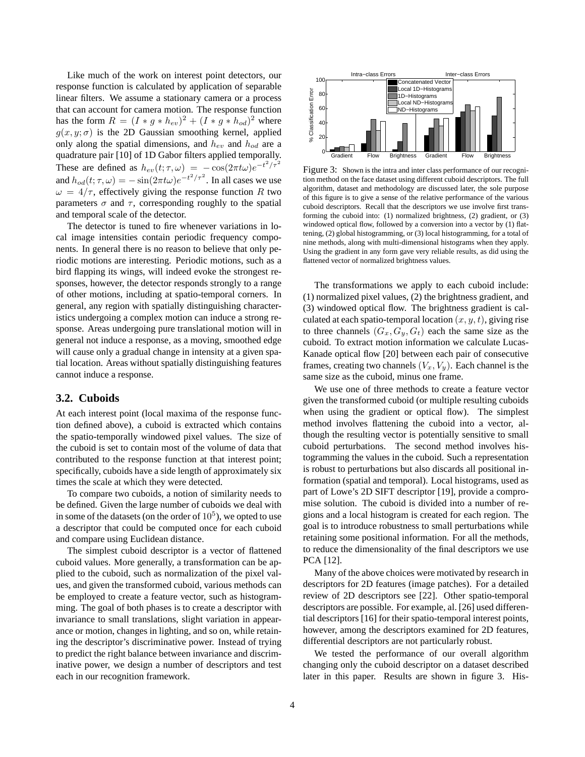Like much of the work on interest point detectors, our response function is calculated by application of separable linear filters. We assume a stationary camera or a process that can account for camera motion. The response function has the form $R = (I * g * h_{ev})^2 + (I * g * h_{od})^2$ where $g(x, y; \sigma)$ is the 2D Gaussian smoothing kernel, applied only along the spatial dimensions, and $h_{ev}$ and $h_{od}$ are a quadrature pair [10] of 1D Gabor filters applied temporally. These are defined as $h_{ev}(t; \tau, \omega) = -\cos(2\pi t\omega)e^{-t^2/\tau^2}$ and $h_{od}(t; \tau, \omega) = -\sin(2\pi t\omega)e^{-t^2/\tau^2}$. In all cases we use $\omega = 4/\tau$, effectively giving the response function $R$ two parameters $\sigma$ and $\tau$, corresponding roughly to the spatial and temporal scale of the detector.

The detector is tuned to fire whenever variations in local image intensities contain periodic frequency components. In general there is no reason to believe that only periodic motions are interesting. Periodic motions, such as a bird flapping its wings, will indeed evoke the strongest responses, however, the detector responds strongly to a range of other motions, including at spatio-temporal corners. In general, any region with spatially distinguishing characteristics undergoing a complex motion can induce a strong response. Areas undergoing pure translational motion will in general not induce a response, as a moving, smoothed edge will cause only a gradual change in intensity at a given spatial location. Areas without spatially distinguishing features cannot induce a response.

### 3.2. Cuboids

At each interest point (local maxima of the response function defined above), a cuboid is extracted which contains the spatio-temporally windowed pixel values. The size of the cuboid is set to contain most of the volume of data that contributed to the response function at that interest point; specifically, cuboids have a side length of approximately six times the scale at which they were detected.

To compare two cuboids, a notion of similarity needs to be defined. Given the large number of cuboids we deal with in some of the datasets (on the order of $10^5$), we opted to use a descriptor that could be computed once for each cuboid and compare using Euclidean distance.

The simplest cuboid descriptor is a vector of flattened cuboid values. More generally, a transformation can be applied to the cuboid, such as normalization of the pixel values, and given the transformed cuboid, various methods can be employed to create a feature vector, such as histogramming. The goal of both phases is to create a descriptor with invariance to small translations, slight variation in appearance or motion, changes in lighting, and so on, while retaining the descriptor's discriminative power. Instead of trying to predict the right balance between invariance and discriminative power, we design a number of descriptors and test each in our recognition framework.

Figure 3: Shown is the intra and inter class performance of our recognition method on the face dataset using different cuboid descriptors. The full algorithm, dataset and methodology are discussed later, the sole purpose of this figure is to give a sense of the relative performance of the various cuboid descriptors. Recall that the descriptors we use involve first transforming the cuboid into: (1) normalized brightness, (2) gradient, or (3) windowed optical flow, followed by a conversion into a vector by (1) flattening, (2) global histogramming, or (3) local histogramming, for a total of nine methods, along with multi-dimensional histograms when they apply. Using the gradient in any form gave very reliable results, as did using the flattened vector of normalized brightness values.

The transformations we apply to each cuboid include: (1) normalized pixel values, (2) the brightness gradient, and (3) windowed optical flow. The brightness gradient is calculated at each spatio-temporal location $(x, y, t)$, giving rise to three channels $(G_x, G_y, G_t)$ each the same size as the cuboid. To extract motion information we calculate Lucas-Kanade optical flow [20] between each pair of consecutive frames, creating two channels $(V_x, V_y)$. Each channel is the same size as the cuboid, minus one frame.

We use one of three methods to create a feature vector given the transformed cuboid (or multiple resulting cuboids when using the gradient or optical flow). The simplest method involves flattening the cuboid into a vector, although the resulting vector is potentially sensitive to small cuboid perturbations. The second method involves histogramming the values in the cuboid. Such a representation is robust to perturbations but also discards all positional information (spatial and temporal). Local histograms, used as part of Lowe's 2D SIFT descriptor [19], provide a compromise solution. The cuboid is divided into a number of regions and a local histogram is created for each region. The goal is to introduce robustness to small perturbations while retaining some positional information. For all the methods, to reduce the dimensionality of the final descriptors we use PCA [12].

Many of the above choices were motivated by research in descriptors for 2D features (image patches). For a detailed review of 2D descriptors see [22]. Other spatio-temporal descriptors are possible. For example, al. [26] used differential descriptors [16] for their spatio-temporal interest points, however, among the descriptors examined for 2D features, differential descriptors are not particularly robust.

We tested the performance of our overall algorithm changing only the cuboid descriptor on a dataset described later in this paper. Results are shown in figure 3. His-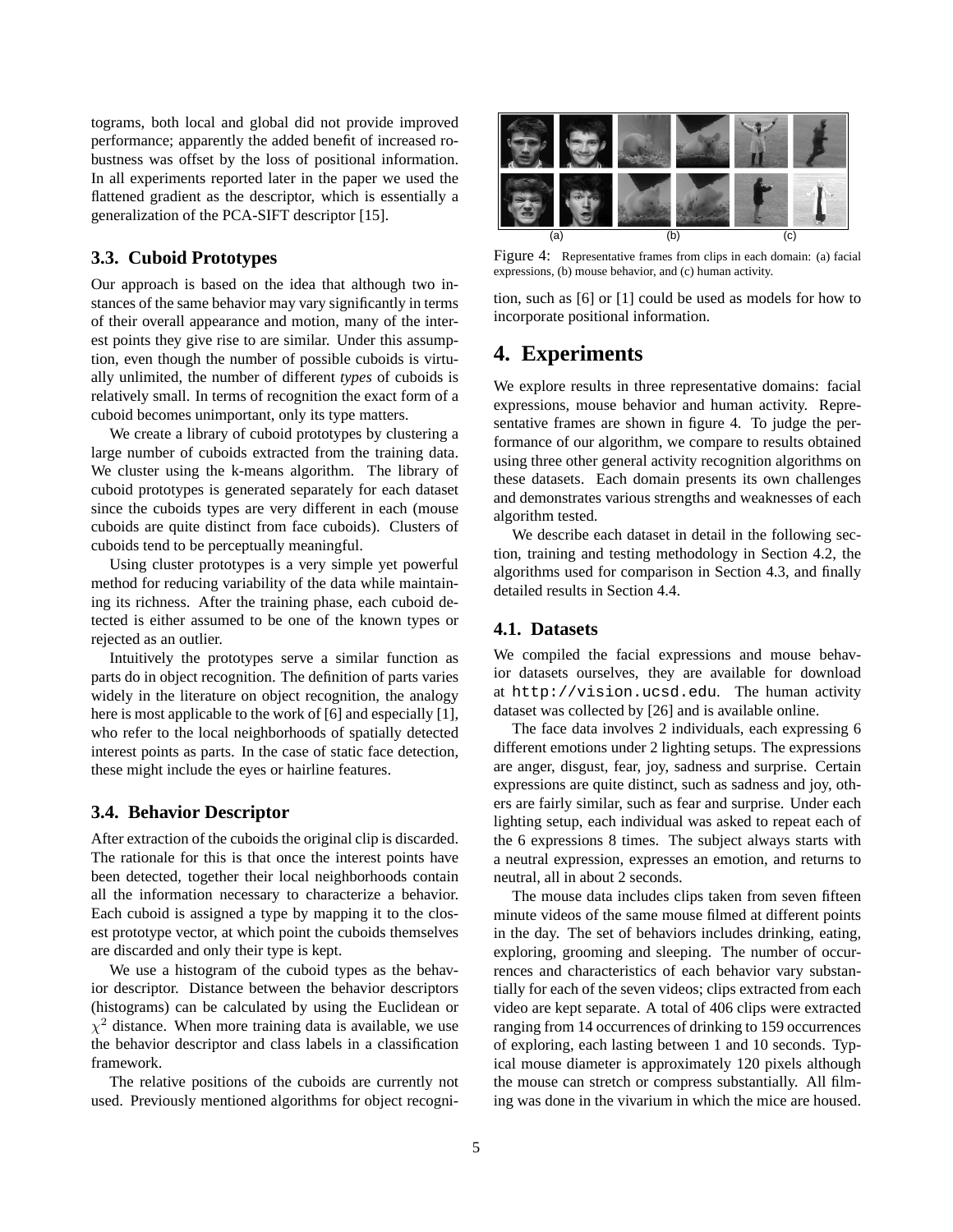tograms, both local and global did not provide improved performance; apparently the added benefit of increased robustness was offset by the loss of positional information. In all experiments reported later in the paper we used the flattened gradient as the descriptor, which is essentially a generalization of the PCA-SIFT descriptor [15].

### 3.3. Cuboid Prototypes

Our approach is based on the idea that although two instances of the same behavior may vary significantly in terms of their overall appearance and motion, many of the interest points they give rise to are similar. Under this assumption, even though the number of possible cuboids is virtually unlimited, the number of different *types* of cuboids is relatively small. In terms of recognition the exact form of a cuboid becomes unimportant, only its type matters.

We create a library of cuboid prototypes by clustering a large number of cuboids extracted from the training data. We cluster using the k-means algorithm. The library of cuboid prototypes is generated separately for each dataset since the cuboids types are very different in each (mouse cuboids are quite distinct from face cuboids). Clusters of cuboids tend to be perceptually meaningful.

Using cluster prototypes is a very simple yet powerful method for reducing variability of the data while maintaining its richness. After the training phase, each cuboid detected is either assumed to be one of the known types or rejected as an outlier.

Intuitively the prototypes serve a similar function as parts do in object recognition. The definition of parts varies widely in the literature on object recognition, the analogy here is most applicable to the work of [6] and especially [1], who refer to the local neighborhoods of spatially detected interest points as parts. In the case of static face detection, these might include the eyes or hairline features.

### 3.4. Behavior Descriptor

After extraction of the cuboids the original clip is discarded. The rationale for this is that once the interest points have been detected, together their local neighborhoods contain all the information necessary to characterize a behavior. Each cuboid is assigned a type by mapping it to the closest prototype vector, at which point the cuboids themselves are discarded and only their type is kept.

We use a histogram of the cuboid types as the behavior descriptor. Distance between the behavior descriptors (histograms) can be calculated by using the Euclidean or $\chi^2$ distance. When more training data is available, we use the behavior descriptor and class labels in a classification framework.

The relative positions of the cuboids are currently not used. Previously mentioned algorithms for object recognition, such as [6] or [1] could be used as models for how to incorporate positional information.

(a) (b) (c)

Figure 4: Representative frames from clips in each domain: (a) facial expressions, (b) mouse behavior, and (c) human activity.

## 4. Experiments

We explore results in three representative domains: facial expressions, mouse behavior and human activity. Representative frames are shown in figure 4. To judge the performance of our algorithm, we compare to results obtained using three other general activity recognition algorithms on these datasets. Each domain presents its own challenges and demonstrates various strengths and weaknesses of each algorithm tested.

We describe each dataset in detail in the following section, training and testing methodology in Section 4.2, the algorithms used for comparison in Section 4.3, and finally detailed results in Section 4.4.

### 4.1. Datasets

We compiled the facial expressions and mouse behavior datasets ourselves, they are available for download at `http://vision.ucsd.edu`. The human activity dataset was collected by [26] and is available online.

The face data involves 2 individuals, each expressing 6 different emotions under 2 lighting setups. The expressions are anger, disgust, fear, joy, sadness and surprise. Certain expressions are quite distinct, such as sadness and joy, others are fairly similar, such as fear and surprise. Under each lighting setup, each individual was asked to repeat each of the 6 expressions 8 times. The subject always starts with a neutral expression, expresses an emotion, and returns to neutral, all in about 2 seconds.

The mouse data includes clips taken from seven fifteen minute videos of the same mouse filmed at different points in the day. The set of behaviors includes drinking, eating, exploring, grooming and sleeping. The number of occurrences and characteristics of each behavior vary substantially for each of the seven videos; clips extracted from each video are kept separate. A total of 406 clips were extracted ranging from 14 occurrences of drinking to 159 occurrences of exploring, each lasting between 1 and 10 seconds. Typical mouse diameter is approximately 120 pixels although the mouse can stretch or compress substantially. All filming was done in the vivarium in which the mice are housed.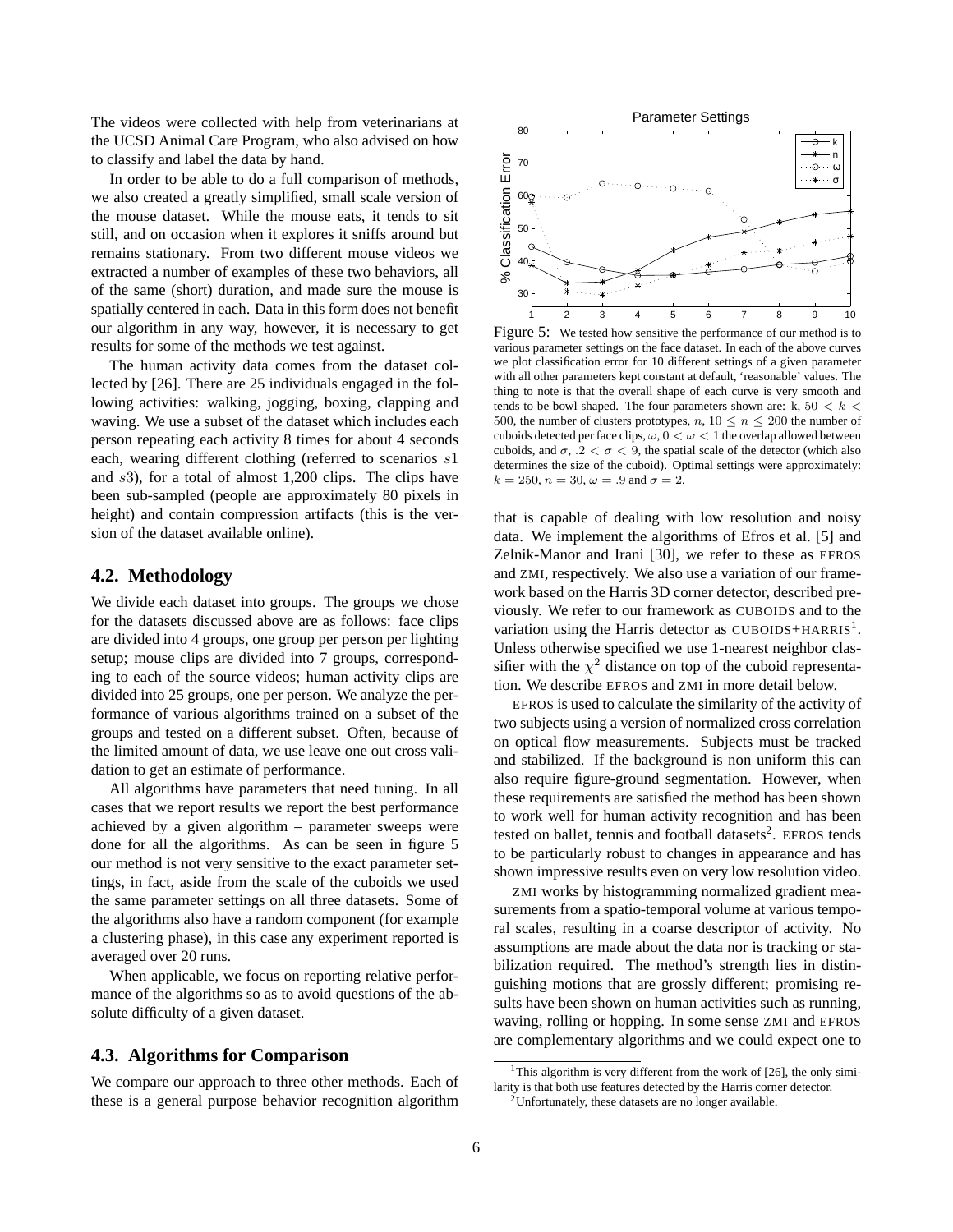The videos were collected with help from veterinarians at the UCSD Animal Care Program, who also advised on how to classify and label the data by hand.

In order to be able to do a full comparison of methods, we also created a greatly simplified, small scale version of the mouse dataset. While the mouse eats, it tends to sit still, and on occasion when it explores it sniffs around but remains stationary. From two different mouse videos we extracted a number of examples of these two behaviors, all of the same (short) duration, and made sure the mouse is spatially centered in each. Data in this form does not benefit our algorithm in any way, however, it is necessary to get results for some of the methods we test against.

The human activity data comes from the dataset collected by [26]. There are 25 individuals engaged in the following activities: walking, jogging, boxing, clapping and waving. We use a subset of the dataset which includes each person repeating each activity 8 times for about 4 seconds each, wearing different clothing (referred to scenarios $s1$ and $s3$), for a total of almost 1,200 clips. The clips have been sub-sampled (people are approximately 80 pixels in height) and contain compression artifacts (this is the version of the dataset available online).

### 4.2. Methodology

We divide each dataset into groups. The groups we chose for the datasets discussed above are as follows: face clips are divided into 4 groups, one group per person per lighting setup; mouse clips are divided into 7 groups, corresponding to each of the source videos; human activity clips are divided into 25 groups, one per person. We analyze the performance of various algorithms trained on a subset of the groups and tested on a different subset. Often, because of the limited amount of data, we use leave one out cross validation to get an estimate of performance.

All algorithms have parameters that need tuning. In all cases that we report results we report the best performance achieved by a given algorithm – parameter sweeps were done for all the algorithms. As can be seen in figure 5 our method is not very sensitive to the exact parameter settings, in fact, aside from the scale of the cuboids we used the same parameter settings on all three datasets. Some of the algorithms also have a random component (for example a clustering phase), in this case any experiment reported is averaged over 20 runs.

When applicable, we focus on reporting relative performance of the algorithms so as to avoid questions of the absolute difficulty of a given dataset.

### 4.3. Algorithms for Comparison

We compare our approach to three other methods. Each of these is a general purpose behavior recognition algorithm that is capable of dealing with low resolution and noisy data. We implement the algorithms of Efros et al. [5] and Zelnik-Manor and Irani [30], we refer to these as EFROS and ZMI, respectively. We also use a variation of our framework based on the Harris 3D corner detector, described previously. We refer to our framework as CUBOIDS and to the variation using the Harris detector as CUBOIDS+HARRIS[1]. Unless otherwise specified we use 1-nearest neighbor classifier with the $\chi^2$ distance on top of the cuboid representation. We describe EFROS and ZMI in more detail below.

Figure 5: We tested how sensitive the performance of our method is to various parameter settings on the face dataset. In each of the above curves we plot classification error for 10 different settings of a given parameter with all other parameters kept constant at default, 'reasonable' values. The thing to note is that the overall shape of each curve is very smooth and tends to be bowl shaped. The four parameters shown are: k, $50 < k < 500$, the number of clusters prototypes, $n$, $10 \leq n \leq 200$ the number of cuboids detected per face clips, $\omega$, $0 < \omega < 1$ the overlap allowed between cuboids, and $\sigma$, $.2 < \sigma < 9$, the spatial scale of the detector (which also determines the size of the cuboid). Optimal settings were approximately: $k = 250$, $n = 30$, $\omega = .9$ and $\sigma = 2$.

EFROS is used to calculate the similarity of the activity of two subjects using a version of normalized cross correlation on optical flow measurements. Subjects must be tracked and stabilized. If the background is non uniform this can also require figure-ground segmentation. However, when these requirements are satisfied the method has been shown to work well for human activity recognition and has been tested on ballet, tennis and football datasets[2]. EFROS tends to be particularly robust to changes in appearance and has shown impressive results even on very low resolution video.

ZMI works by histogramming normalized gradient measurements from a spatio-temporal volume at various temporal scales, resulting in a coarse descriptor of activity. No assumptions are made about the data nor is tracking or stabilization required. The method's strength lies in distinguishing motions that are grossly different; promising results have been shown on human activities such as running, waving, rolling or hopping. In some sense ZMI and EFROS are complementary algorithms and we could expect one to

[1] This algorithm is very different from the work of [26], the only similarity is that both use features detected by the Harris corner detector.

[2] Unfortunately, these datasets are no longer available.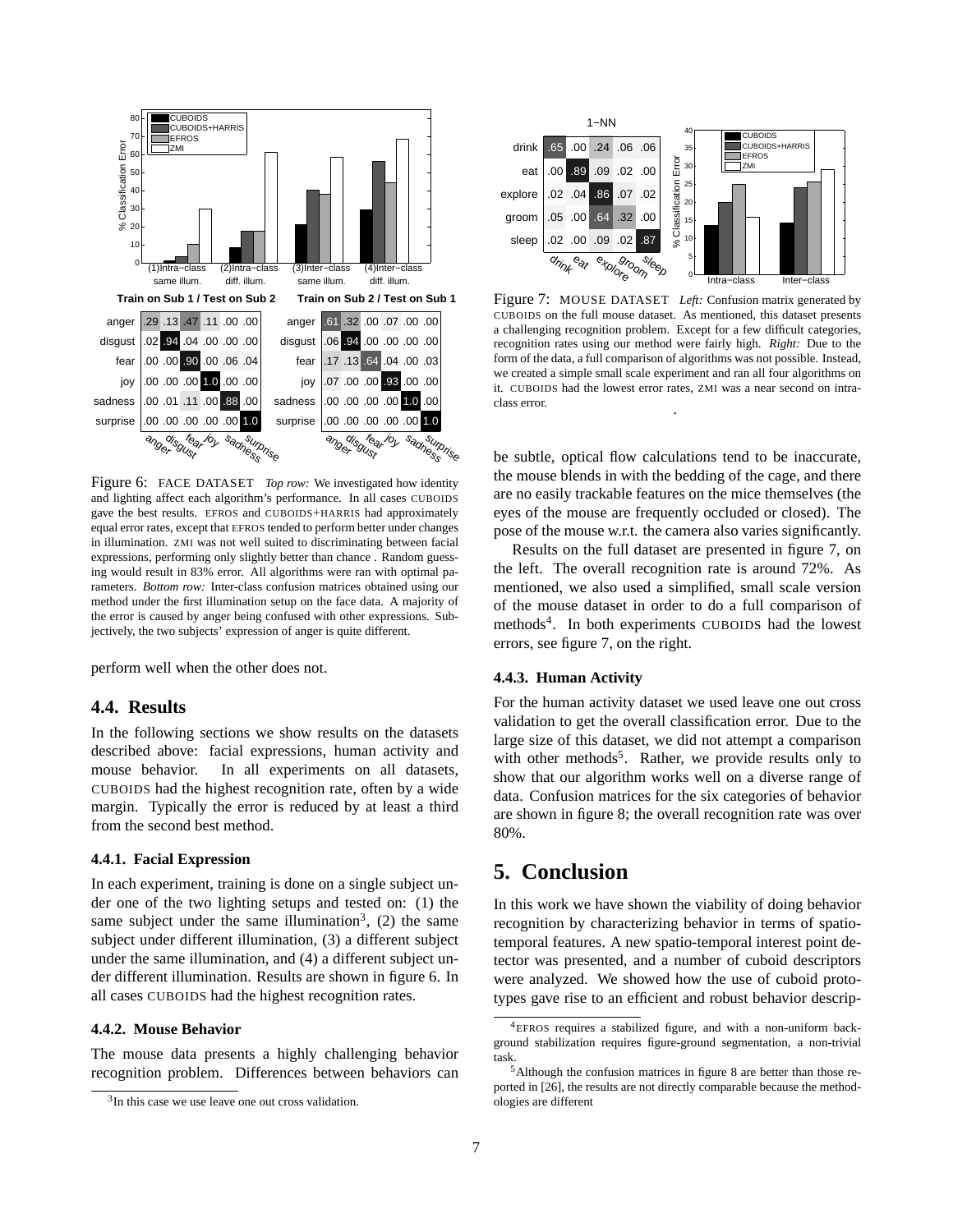Figure 6: FACE DATASET *Top row:* We investigated how identity and lighting affect each algorithm's performance. In all cases CUBOIDS gave the best results. EFROS and CUBOIDS+HARRIS had approximately equal error rates, except that EFROS tended to perform better under changes in illumination. ZMI was not well suited to discriminating between facial expressions, performing only slightly better than chance . Random guessing would result in 83% error. All algorithms were ran with optimal parameters. *Bottom row:* Inter-class confusion matrices obtained using our method under the first illumination setup on the face data. A majority of the error is caused by anger being confused with other expressions. Subjectively, the two subjects' expression of anger is quite different.

perform well when the other does not.

## 4.4. Results

In the following sections we show results on the datasets described above: facial expressions, human activity and mouse behavior. In all experiments on all datasets, CUBOIDS had the highest recognition rate, often by a wide margin. Typically the error is reduced by at least a third from the second best method.

### 4.4.1. Facial Expression

In each experiment, training is done on a single subject under one of the two lighting setups and tested on: (1) the same subject under the same illumination[3], (2) the same subject under different illumination, (3) a different subject under the same illumination, and (4) a different subject under different illumination. Results are shown in figure 6. In all cases CUBOIDS had the highest recognition rates.

### 4.4.2. Mouse Behavior

The mouse data presents a highly challenging behavior recognition problem. Differences between behaviors can be subtle, optical flow calculations tend to be inaccurate, the mouse blends in with the bedding of the cage, and there are no easily trackable features on the mice themselves (the eyes of the mouse are frequently occluded or closed). The pose of the mouse w.r.t. the camera also varies significantly.

Results on the full dataset are presented in figure 7, on the left. The overall recognition rate is around 72%. As mentioned, we also used a simplified, small scale version of the mouse dataset in order to do a full comparison of methods[4]. In both experiments CUBOIDS had the lowest errors, see figure 7, on the right.

Figure 7: MOUSE DATASET *Left:* Confusion matrix generated by CUBOIDS on the full mouse dataset. As mentioned, this dataset presents a challenging recognition problem. Except for a few difficult categories, recognition rates using our method were fairly high. *Right:* Due to the form of the data, a full comparison of algorithms was not possible. Instead, we created a simple small scale experiment and ran all four algorithms on it. CUBOIDS had the lowest error rates, ZMI was a near second on intra-class error.

### 4.4.3. Human Activity

For the human activity dataset we used leave one out cross validation to get the overall classification error. Due to the large size of this dataset, we did not attempt a comparison with other methods[5]. Rather, we provide results only to show that our algorithm works well on a diverse range of data. Confusion matrices for the six categories of behavior are shown in figure 8; the overall recognition rate was over 80%.

# 5. Conclusion

In this work we have shown the viability of doing behavior recognition by characterizing behavior in terms of spatio-temporal features. A new spatio-temporal interest point detector was presented, and a number of cuboid descriptors were analyzed. We showed how the use of cuboid prototypes gave rise to an efficient and robust behavior descrip-

[3] In this case we use leave one out cross validation.

[4] EFROS requires a stabilized figure, and with a non-uniform background stabilization requires figure-ground segmentation, a non-trivial task.

[5] Although the confusion matrices in figure 8 are better than those reported in [26], the results are not directly comparable because the methodologies are different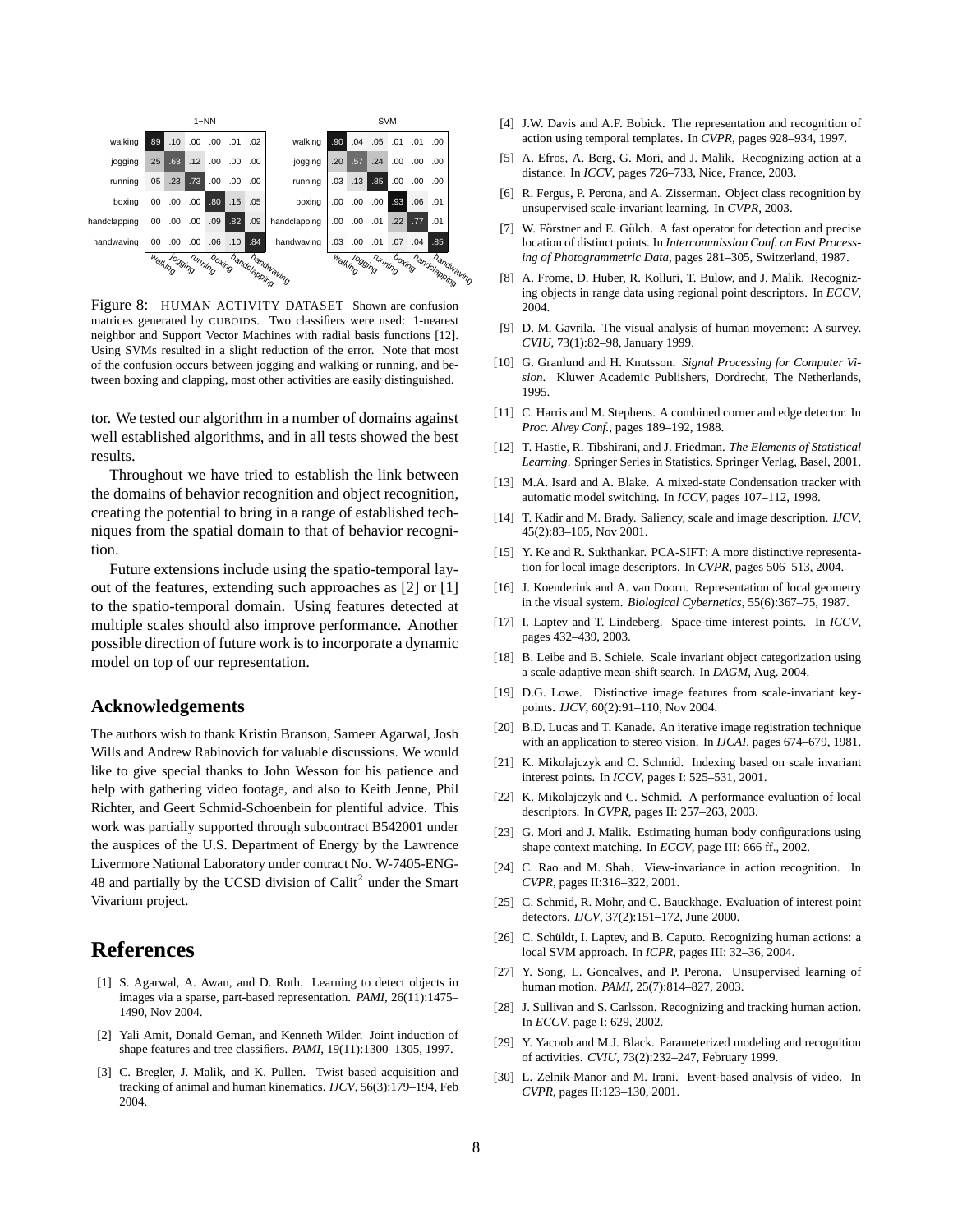1−NN

| | walking | jogging | running | boxing | handclapping | handwaving |
|---|---|---|---|---|---|---|
| walking | .89 | .10 | .00 | .00 | .01 | .02 |
| jogging | .25 | .63 | .12 | .00 | .00 | .00 |
| running | .05 | .23 | .73 | .00 | .00 | .00 |
| boxing | .00 | .00 | .00 | .80 | .15 | .05 |
| handclapping | .00 | .00 | .00 | .09 | .82 | .09 |
| handwaving | .00 | .00 | .00 | .06 | .10 | .84 |

SVM

| | walking | jogging | running | boxing | handclapping | handwaving |
|---|---|---|---|---|---|---|
| walking | .90 | .04 | .05 | .01 | .01 | .00 |
| jogging | .20 | .57 | .24 | .00 | .00 | .00 |
| running | .03 | .13 | .85 | .00 | .00 | .00 |
| boxing | .00 | .00 | .00 | .93 | .06 | .01 |
| handclapping | .00 | .00 | .01 | .22 | .77 | .01 |
| handwaving | .03 | .00 | .01 | .07 | .04 | .85 |

Figure 8: HUMAN ACTIVITY DATASET Shown are confusion matrices generated by CUBOIDS. Two classifiers were used: 1-nearest neighbor and Support Vector Machines with radial basis functions [12]. Using SVMs resulted in a slight reduction of the error. Note that most of the confusion occurs between jogging and walking or running, and between boxing and clapping, most other activities are easily distinguished.

tor. We tested our algorithm in a number of domains against well established algorithms, and in all tests showed the best results.

Throughout we have tried to establish the link between the domains of behavior recognition and object recognition, creating the potential to bring in a range of established techniques from the spatial domain to that of behavior recognition.

Future extensions include using the spatio-temporal layout of the features, extending such approaches as [2] or [1] to the spatio-temporal domain. Using features detected at multiple scales should also improve performance. Another possible direction of future work is to incorporate a dynamic model on top of our representation.

## Acknowledgements

The authors wish to thank Kristin Branson, Sameer Agarwal, Josh Wills and Andrew Rabinovich for valuable discussions. We would like to give special thanks to John Wesson for his patience and help with gathering video footage, and also to Keith Jenne, Phil Richter, and Geert Schmid-Schoenbein for plentiful advice. This work was partially supported through subcontract B542001 under the auspices of the U.S. Department of Energy by the Lawrence Livermore National Laboratory under contract No. W-7405-ENG-48 and partially by the UCSD division of Calit[2] under the Smart Vivarium project.

# References

[1] S. Agarwal, A. Awan, and D. Roth. Learning to detect objects in images via a sparse, part-based representation. *PAMI*, 26(11):1475–1490, Nov 2004.

[2] Yali Amit, Donald Geman, and Kenneth Wilder. Joint induction of shape features and tree classifiers. *PAMI*, 19(11):1300–1305, 1997.

[3] C. Bregler, J. Malik, and K. Pullen. Twist based acquisition and tracking of animal and human kinematics. *IJCV*, 56(3):179–194, Feb 2004.

[4] J.W. Davis and A.F. Bobick. The representation and recognition of action using temporal templates. In *CVPR*, pages 928–934, 1997.

[5] A. Efros, A. Berg, G. Mori, and J. Malik. Recognizing action at a distance. In *ICCV*, pages 726–733, Nice, France, 2003.

[6] R. Fergus, P. Perona, and A. Zisserman. Object class recognition by unsupervised scale-invariant learning. In *CVPR*, 2003.

[7] W. Förstner and E. Gülch. A fast operator for detection and precise location of distinct points. In *Intercommission Conf. on Fast Processing of Photogrammetric Data*, pages 281–305, Switzerland, 1987.

[8] A. Frome, D. Huber, R. Kolluri, T. Bulow, and J. Malik. Recognizing objects in range data using regional point descriptors. In *ECCV*, 2004.

[9] D. M. Gavrila. The visual analysis of human movement: A survey. *CVIU*, 73(1):82–98, January 1999.

[10] G. Granlund and H. Knutsson. *Signal Processing for Computer Vision*. Kluwer Academic Publishers, Dordrecht, The Netherlands, 1995.

[11] C. Harris and M. Stephens. A combined corner and edge detector. In *Proc. Alvey Conf.*, pages 189–192, 1988.

[12] T. Hastie, R. Tibshirani, and J. Friedman. *The Elements of Statistical Learning*. Springer Series in Statistics. Springer Verlag, Basel, 2001.

[13] M.A. Isard and A. Blake. A mixed-state Condensation tracker with automatic model switching. In *ICCV*, pages 107–112, 1998.

[14] T. Kadir and M. Brady. Saliency, scale and image description. *IJCV*, 45(2):83–105, Nov 2001.

[15] Y. Ke and R. Sukthankar. PCA-SIFT: A more distinctive representation for local image descriptors. In *CVPR*, pages 506–513, 2004.

[16] J. Koenderink and A. van Doorn. Representation of local geometry in the visual system. *Biological Cybernetics*, 55(6):367–75, 1987.

[17] I. Laptev and T. Lindeberg. Space-time interest points. In *ICCV*, pages 432–439, 2003.

[18] B. Leibe and B. Schiele. Scale invariant object categorization using a scale-adaptive mean-shift search. In *DAGM*, Aug. 2004.

[19] D.G. Lowe. Distinctive image features from scale-invariant keypoints. *IJCV*, 60(2):91–110, Nov 2004.

[20] B.D. Lucas and T. Kanade. An iterative image registration technique with an application to stereo vision. In *IJCAI*, pages 674–679, 1981.

[21] K. Mikolajczyk and C. Schmid. Indexing based on scale invariant interest points. In *ICCV*, pages I: 525–531, 2001.

[22] K. Mikolajczyk and C. Schmid. A performance evaluation of local descriptors. In *CVPR*, pages II: 257–263, 2003.

[23] G. Mori and J. Malik. Estimating human body configurations using shape context matching. In *ECCV*, page III: 666 ff., 2002.

[24] C. Rao and M. Shah. View-invariance in action recognition. In *CVPR*, pages II:316–322, 2001.

[25] C. Schmid, R. Mohr, and C. Bauckhage. Evaluation of interest point detectors. *IJCV*, 37(2):151–172, June 2000.

[26] C. Schüldt, I. Laptev, and B. Caputo. Recognizing human actions: a local SVM approach. In *ICPR*, pages III: 32–36, 2004.

[27] Y. Song, L. Goncalves, and P. Perona. Unsupervised learning of human motion. *PAMI*, 25(7):814–827, 2003.

[28] J. Sullivan and S. Carlsson. Recognizing and tracking human action. In *ECCV*, page I: 629, 2002.

[29] Y. Yacoob and M.J. Black. Parameterized modeling and recognition of activities. *CVIU*, 73(2):232–247, February 1999.

[30] L. Zelnik-Manor and M. Irani. Event-based analysis of video. In *CVPR*, pages II:123–130, 2001.